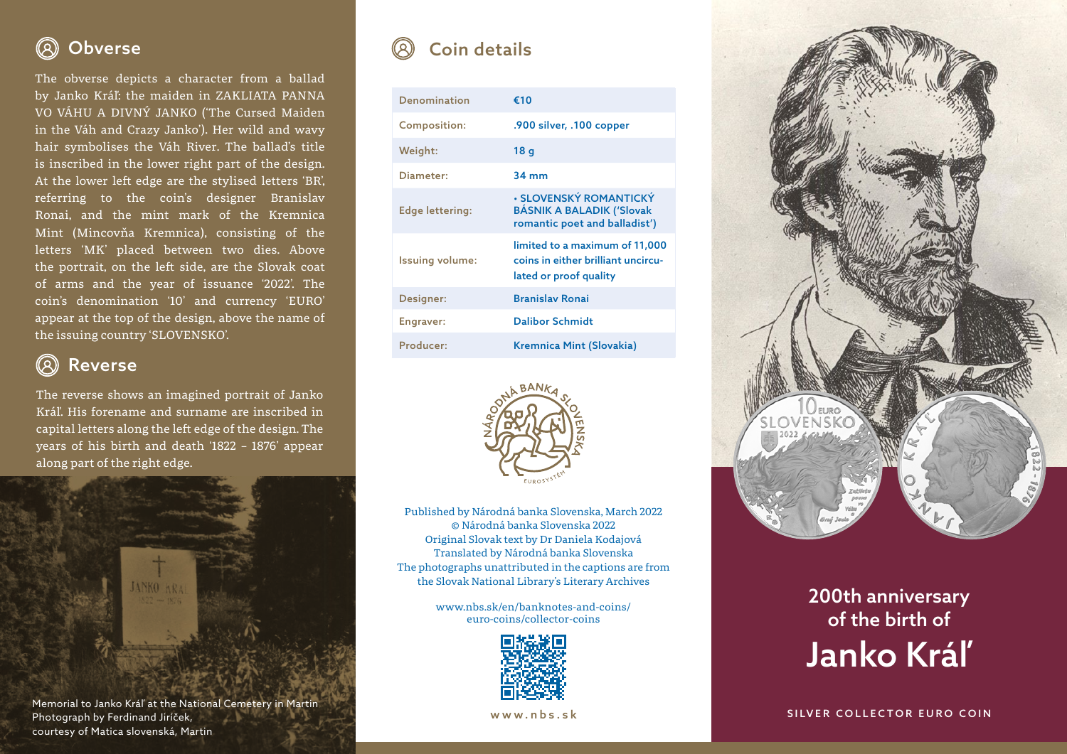## Obverse

The obverse depicts a character from a ballad by Janko Kráľ: the maiden in ZAKLIATA PANNA VO VÁHU A DIVNÝ JANKO ('The Cursed Maiden in the Váh and Crazy Janko'). Her wild and wavy hair symbolises the Váh River. The ballad's title is inscribed in the lower right part of the design. At the lower left edge are the stylised letters 'BR', referring to the coin's designer Branislav Ronai, and the mint mark of the Kremnica Mint (Mincovňa Kremnica), consisting of the letters 'MK' placed between two dies. Above the portrait, on the left side, are the Slovak coat of arms and the year of issuance '2022'. The coin's denomination '10' and currency 'EURO' appear at the top of the design, above the name of the issuing country 'SLOVENSKO'.

## Reverse

The reverse shows an imagined portrait of Janko Kráľ. His forename and surname are inscribed in capital letters along the left edge of the design. The years of his birth and death '1822 – 1876' appear along part of the right edge.

Memorial to Janko Kráľ at the National Cemetery in Martin
Photograph by Ferdinand Jiríček,
courtesy of Matica slovenská, Martin

## Coin details

| | |
|---|---|
| Denomination | €10 |
| Composition: | .900 silver, .100 copper |
| Weight: | 18 g |
| Diameter: | 34 mm |
| Edge lettering: | • SLOVENSKÝ ROMANTICKÝ BÁSNIK A BALADIK ('Slovak romantic poet and balladist') |
| Issuing volume: | limited to a maximum of 11,000 coins in either brilliant uncirculated or proof quality |
| Designer: | Branislav Ronai |
| Engraver: | Dalibor Schmidt |
| Producer: | Kremnica Mint (Slovakia) |

Published by Národná banka Slovenska, March 2022
© Národná banka Slovenska 2022
Original Slovak text by Dr Daniela Kodajová
Translated by Národná banka Slovenska
The photographs unattributed in the captions are from the Slovak National Library's Literary Archives

www.nbs.sk/en/banknotes-and-coins/euro-coins/collector-coins

www.nbs.sk

# 200th anniversary of the birth of Janko Kráľ

SILVER COLLECTOR EURO COIN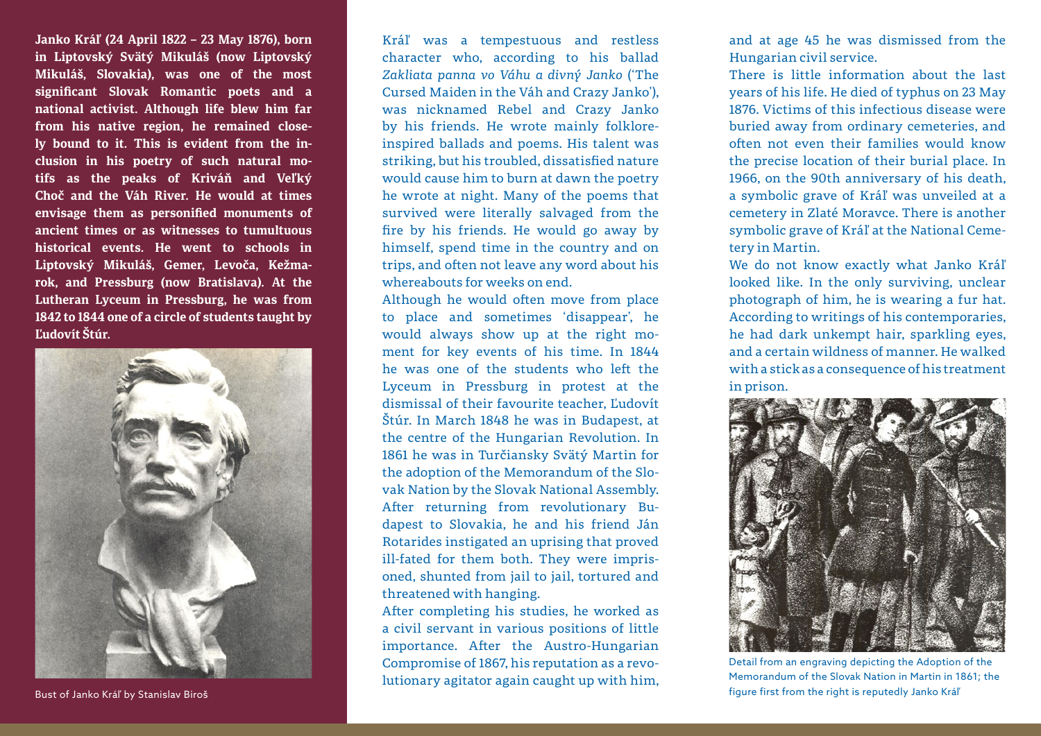**Janko Kráľ (24 April 1822 – 23 May 1876), born in Liptovský Svätý Mikuláš (now Liptovský Mikuláš, Slovakia), was one of the most significant Slovak Romantic poets and a national activist. Although life blew him far from his native region, he remained closely bound to it. This is evident from the inclusion in his poetry of such natural motifs as the peaks of Kriváň and Veľký Choč and the Váh River. He would at times envisage them as personified monuments of ancient times or as witnesses to tumultuous historical events. He went to schools in Liptovský Mikuláš, Gemer, Levoča, Kežmarok, and Pressburg (now Bratislava). At the Lutheran Lyceum in Pressburg, he was from 1842 to 1844 one of a circle of students taught by Ľudovít Štúr.**

Bust of Janko Kráľ by Stanislav Biroš

Kráľ was a tempestuous and restless character who, according to his ballad *Zakliata panna vo Váhu a divný Janko* ('The Cursed Maiden in the Váh and Crazy Janko'), was nicknamed Rebel and Crazy Janko by his friends. He wrote mainly folklore-inspired ballads and poems. His talent was striking, but his troubled, dissatisfied nature would cause him to burn at dawn the poetry he wrote at night. Many of the poems that survived were literally salvaged from the fire by his friends. He would go away by himself, spend time in the country and on trips, and often not leave any word about his whereabouts for weeks on end.

Although he would often move from place to place and sometimes 'disappear', he would always show up at the right moment for key events of his time. In 1844 he was one of the students who left the Lyceum in Pressburg in protest at the dismissal of their favourite teacher, Ľudovít Štúr. In March 1848 he was in Budapest, at the centre of the Hungarian Revolution. In 1861 he was in Turčiansky Svätý Martin for the adoption of the Memorandum of the Slovak Nation by the Slovak National Assembly. After returning from revolutionary Budapest to Slovakia, he and his friend Ján Rotarides instigated an uprising that proved ill-fated for them both. They were imprisoned, shunted from jail to jail, tortured and threatened with hanging.

After completing his studies, he worked as a civil servant in various positions of little importance. After the Austro-Hungarian Compromise of 1867, his reputation as a revolutionary agitator again caught up with him, and at age 45 he was dismissed from the Hungarian civil service.

There is little information about the last years of his life. He died of typhus on 23 May 1876. Victims of this infectious disease were buried away from ordinary cemeteries, and often not even their families would know the precise location of their burial place. In 1966, on the 90th anniversary of his death, a symbolic grave of Kráľ was unveiled at a cemetery in Zlaté Moravce. There is another symbolic grave of Kráľ at the National Cemetery in Martin.

We do not know exactly what Janko Kráľ looked like. In the only surviving, unclear photograph of him, he is wearing a fur hat. According to writings of his contemporaries, he had dark unkempt hair, sparkling eyes, and a certain wildness of manner. He walked with a stick as a consequence of his treatment in prison.

Detail from an engraving depicting the Adoption of the Memorandum of the Slovak Nation in Martin in 1861; the figure first from the right is reputedly Janko Kráľ